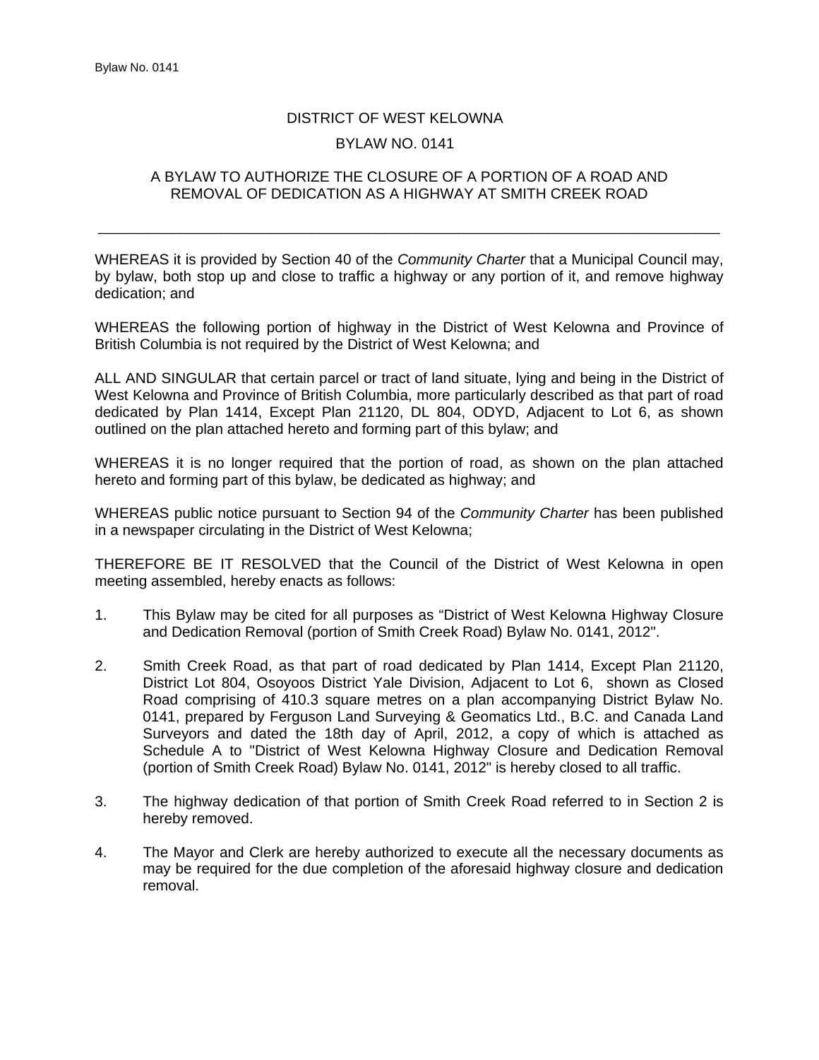# DISTRICT OF WEST KELOWNA

## BYLAW NO. 0141

### A BYLAW TO AUTHORIZE THE CLOSURE OF A PORTION OF A ROAD AND REMOVAL OF DEDICATION AS A HIGHWAY AT SMITH CREEK ROAD

---

WHEREAS it is provided by Section 40 of the *Community Charter* that a Municipal Council may, by bylaw, both stop up and close to traffic a highway or any portion of it, and remove highway dedication; and

WHEREAS the following portion of highway in the District of West Kelowna and Province of British Columbia is not required by the District of West Kelowna; and

ALL AND SINGULAR that certain parcel or tract of land situate, lying and being in the District of West Kelowna and Province of British Columbia, more particularly described as that part of road dedicated by Plan 1414, Except Plan 21120, DL 804, ODYD, Adjacent to Lot 6, as shown outlined on the plan attached hereto and forming part of this bylaw; and

WHEREAS it is no longer required that the portion of road, as shown on the plan attached hereto and forming part of this bylaw, be dedicated as highway; and

WHEREAS public notice pursuant to Section 94 of the *Community Charter* has been published in a newspaper circulating in the District of West Kelowna;

THEREFORE BE IT RESOLVED that the Council of the District of West Kelowna in open meeting assembled, hereby enacts as follows:

1. This Bylaw may be cited for all purposes as "District of West Kelowna Highway Closure and Dedication Removal (portion of Smith Creek Road) Bylaw No. 0141, 2012".

2. Smith Creek Road, as that part of road dedicated by Plan 1414, Except Plan 21120, District Lot 804, Osoyoos District Yale Division, Adjacent to Lot 6, shown as Closed Road comprising of 410.3 square metres on a plan accompanying District Bylaw No. 0141, prepared by Ferguson Land Surveying & Geomatics Ltd., B.C. and Canada Land Surveyors and dated the 18th day of April, 2012, a copy of which is attached as Schedule A to "District of West Kelowna Highway Closure and Dedication Removal (portion of Smith Creek Road) Bylaw No. 0141, 2012" is hereby closed to all traffic.

3. The highway dedication of that portion of Smith Creek Road referred to in Section 2 is hereby removed.

4. The Mayor and Clerk are hereby authorized to execute all the necessary documents as may be required for the due completion of the aforesaid highway closure and dedication removal.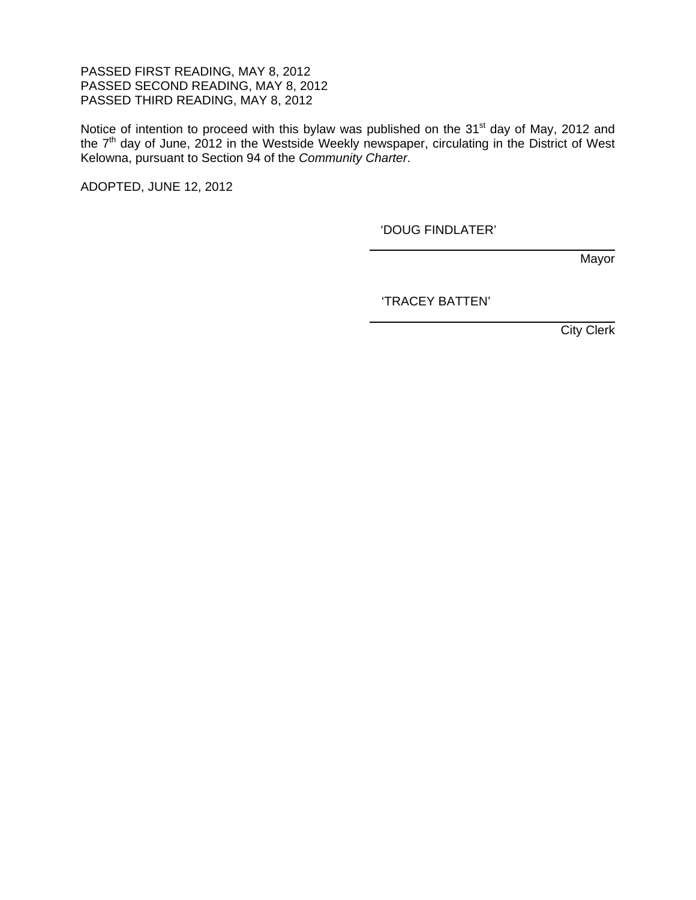PASSED FIRST READING, MAY 8, 2012
PASSED SECOND READING, MAY 8, 2012
PASSED THIRD READING, MAY 8, 2012

Notice of intention to proceed with this bylaw was published on the 31st day of May, 2012 and the 7th day of June, 2012 in the Westside Weekly newspaper, circulating in the District of West Kelowna, pursuant to Section 94 of the *Community Charter*.

ADOPTED, JUNE 12, 2012

'DOUG FINDLATER'

Mayor

'TRACEY BATTEN'

City Clerk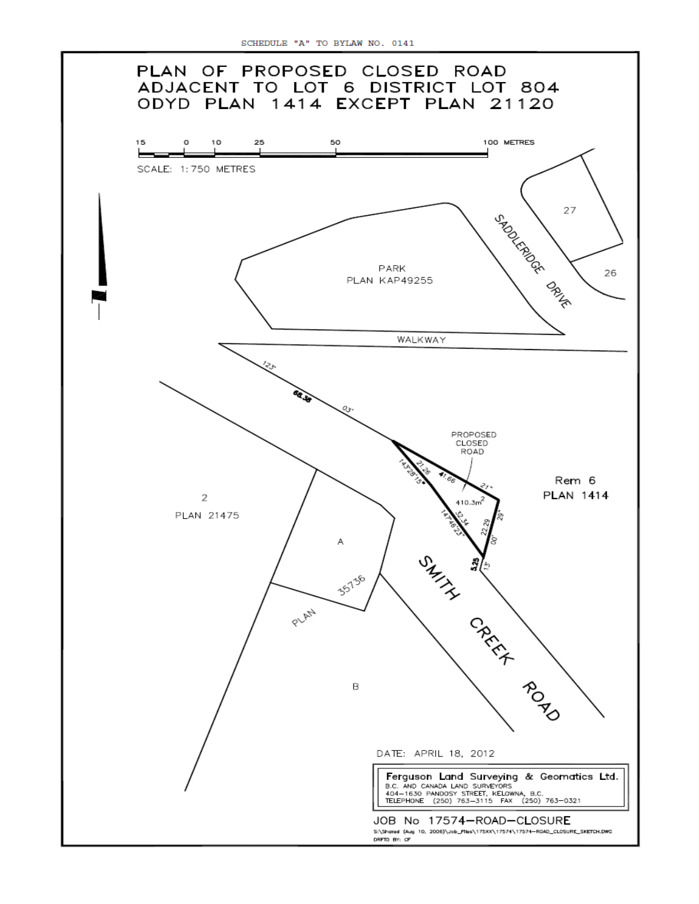SCHEDULE "A" TO BYLAW NO. 0141

# PLAN OF PROPOSED CLOSED ROAD ADJACENT TO LOT 6 DISTRICT LOT 804 ODYD PLAN 1414 EXCEPT PLAN 21120

15 0 10 25 50 100 METRES

SCALE: 1:750 METRES

PARK
PLAN KAP49255

SADDLERIDGE DRIVE

27

26

WALKWAY

123° 68.38 03'

PROPOSED CLOSED ROAD

410.3m²

143°28'15" 21.26

41.66 21"

147°46'23" 32.34

22.29 29" 00'

5.25 13'

Rem 6
PLAN 1414

2
PLAN 21475

A

35736

PLAN

B

SMITH CREEK ROAD

DATE: APRIL 18, 2012

**Ferguson Land Surveying & Geomatics Ltd.**
B.C. AND CANADA LAND SURVEYORS
404–1630 PANDOSY STREET, KELOWNA, B.C.
TELEPHONE (250) 763–3115 FAX (250) 763–0321

JOB No 17574–ROAD–CLOSURE

S:\Shared (Aug 10, 2006)\Job_Files\175XX\17574\17574–ROAD_CLOSURE_SKETCH.DWG
DRFTD BY: CF